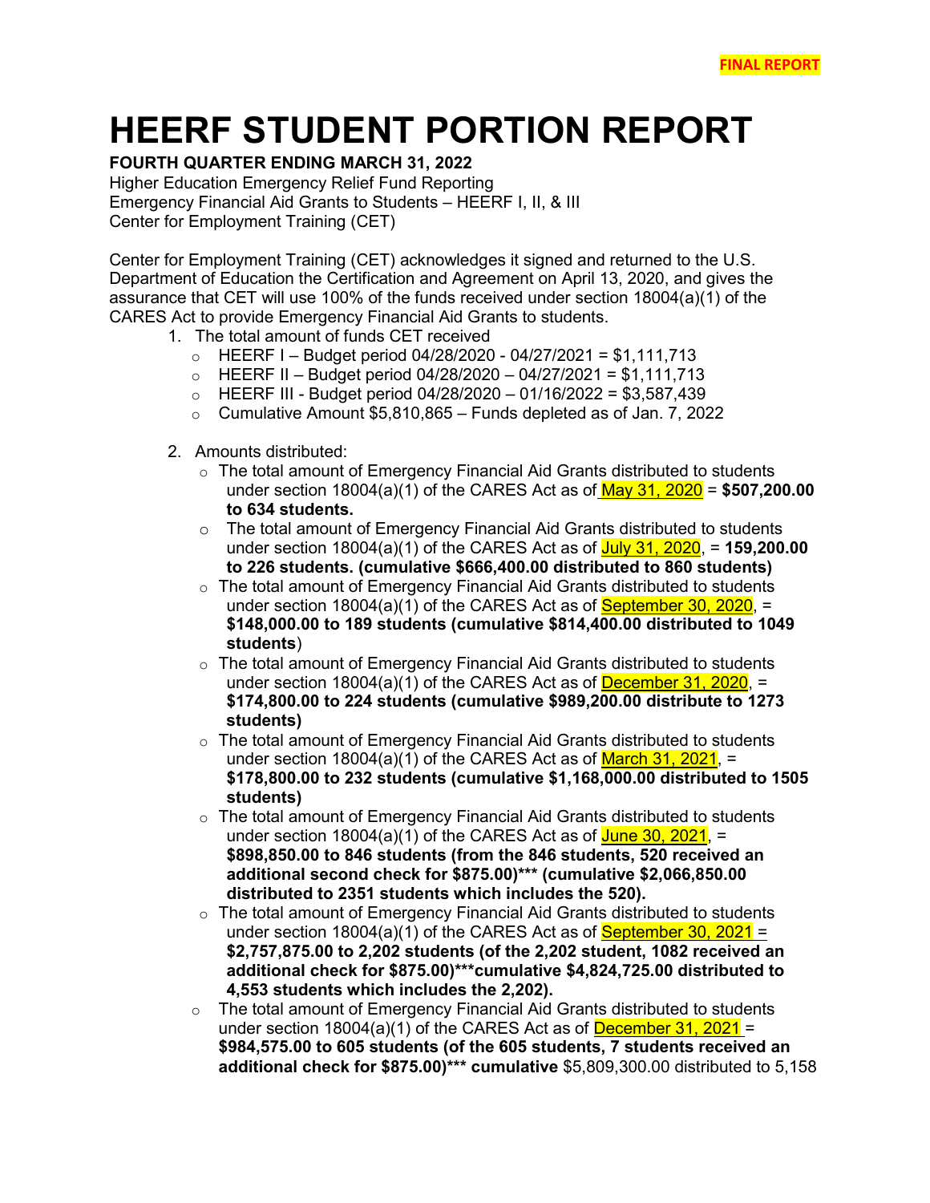**FINAL REPORT**

# HEERF STUDENT PORTION REPORT

**FOURTH QUARTER ENDING MARCH 31, 2022**

Higher Education Emergency Relief Fund Reporting
Emergency Financial Aid Grants to Students – HEERF I, II, & III
Center for Employment Training (CET)

Center for Employment Training (CET) acknowledges it signed and returned to the U.S. Department of Education the Certification and Agreement on April 13, 2020, and gives the assurance that CET will use 100% of the funds received under section 18004(a)(1) of the CARES Act to provide Emergency Financial Aid Grants to students.

1. The total amount of funds CET received
   - HEERF I – Budget period 04/28/2020 - 04/27/2021 = $1,111,713
   - HEERF II – Budget period 04/28/2020 – 04/27/2021 = $1,111,713
   - HEERF III - Budget period 04/28/2020 – 01/16/2022 = $3,587,439
   - Cumulative Amount $5,810,865 – Funds depleted as of Jan. 7, 2022

2. Amounts distributed:
   - The total amount of Emergency Financial Aid Grants distributed to students under section 18004(a)(1) of the CARES Act as of May 31, 2020 = **$507,200.00 to 634 students.**
   - The total amount of Emergency Financial Aid Grants distributed to students under section 18004(a)(1) of the CARES Act as of July 31, 2020, = **159,200.00 to 226 students. (cumulative $666,400.00 distributed to 860 students)**
   - The total amount of Emergency Financial Aid Grants distributed to students under section 18004(a)(1) of the CARES Act as of September 30, 2020, = **$148,000.00 to 189 students (cumulative $814,400.00 distributed to 1049 students**)
   - The total amount of Emergency Financial Aid Grants distributed to students under section 18004(a)(1) of the CARES Act as of December 31, 2020, = **$174,800.00 to 224 students (cumulative $989,200.00 distribute to 1273 students)**
   - The total amount of Emergency Financial Aid Grants distributed to students under section 18004(a)(1) of the CARES Act as of March 31, 2021, = **$178,800.00 to 232 students (cumulative $1,168,000.00 distributed to 1505 students)**
   - The total amount of Emergency Financial Aid Grants distributed to students under section 18004(a)(1) of the CARES Act as of June 30, 2021, = **$898,850.00 to 846 students (from the 846 students, 520 received an additional second check for $875.00)*** (cumulative $2,066,850.00 distributed to 2351 students which includes the 520).**
   - The total amount of Emergency Financial Aid Grants distributed to students under section 18004(a)(1) of the CARES Act as of September 30, 2021 = **$2,757,875.00 to 2,202 students (of the 2,202 student, 1082 received an additional check for $875.00)***cumulative $4,824,725.00 distributed to 4,553 students which includes the 2,202).**
   - The total amount of Emergency Financial Aid Grants distributed to students under section 18004(a)(1) of the CARES Act as of December 31, 2021 = **$984,575.00 to 605 students (of the 605 students, 7 students received an additional check for $875.00)*** cumulative** $5,809,300.00 distributed to 5,158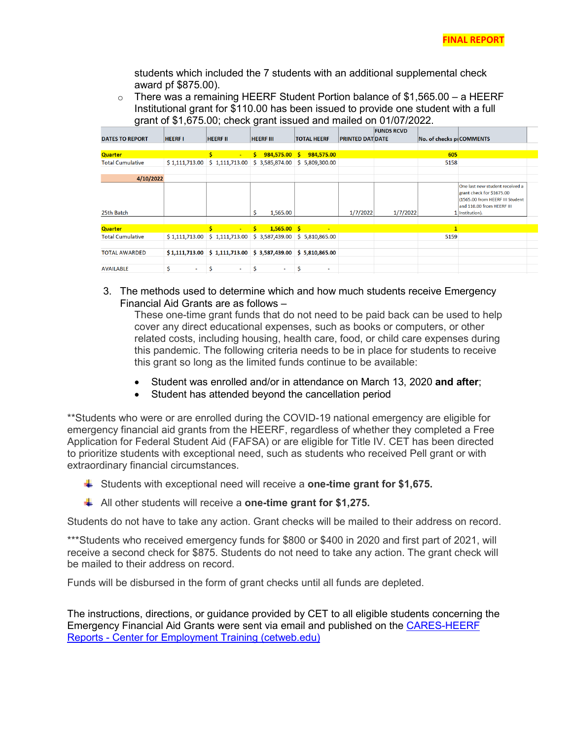**FINAL REPORT**

students which included the 7 students with an additional supplemental check award pf $875.00).

- There was a remaining HEERF Student Portion balance of $1,565.00 – a HEERF Institutional grant for $110.00 has been issued to provide one student with a full grant of $1,675.00; check grant issued and mailed on 01/07/2022.

| DATES TO REPORT | HEERF I | HEERF II | HEERF III | TOTAL HEERF | PRINTED DAT | FUNDS RCVD DATE | No. of checks pı | COMMENTS |
|---|---|---|---|---|---|---|---|---|
| Quarter | | $ - | $ 984,575.00 | $ 984,575.00 | | | 605 | |
| Total Cumulative | $ 1,111,713.00 | $ 1,111,713.00 | $ 3,585,874.00 | $ 5,809,300.00 | | | 5158 | |
| 4/10/2022 | | | | | | | | |
| 25th Batch | | | $ 1,565.00 | | 1/7/2022 | 1/7/2022 | 1 | One last new student received a grant check for $1675.00 (1565.00 from HEERF III Student and 110.00 from HEERF III Institution). |
| Quarter | | $ - | $ 1,565.00 | $ - | | | 1 | |
| Total Cumulative | $ 1,111,713.00 | $ 1,111,713.00 | $ 3,587,439.00 | $ 5,810,865.00 | | | 5159 | |
| TOTAL AWARDED | $ 1,111,713.00 | $ 1,111,713.00 | $ 3,587,439.00 | $ 5,810,865.00 | | | | |
| AVAILABLE | $ - | $ - | $ - | $ - | | | | |

3. The methods used to determine which and how much students receive Emergency Financial Aid Grants are as follows –

   These one-time grant funds that do not need to be paid back can be used to help cover any direct educational expenses, such as books or computers, or other related costs, including housing, health care, food, or child care expenses during this pandemic. The following criteria needs to be in place for students to receive this grant so long as the limited funds continue to be available:

   - Student was enrolled and/or in attendance on March 13, 2020 **and after**;
   - Student has attended beyond the cancellation period

**Students who were or are enrolled during the COVID-19 national emergency are eligible for emergency financial aid grants from the HEERF, regardless of whether they completed a Free Application for Federal Student Aid (FAFSA) or are eligible for Title IV. CET has been directed to prioritize students with exceptional need, such as students who received Pell grant or with extraordinary financial circumstances.

- Students with exceptional need will receive a **one-time grant for $1,675.**
- All other students will receive a **one-time grant for $1,275.**

Students do not have to take any action. Grant checks will be mailed to their address on record.

***Students who received emergency funds for $800 or $400 in 2020 and first part of 2021, will receive a second check for $875. Students do not need to take any action. The grant check will be mailed to their address on record.

Funds will be disbursed in the form of grant checks until all funds are depleted.

The instructions, directions, or guidance provided by CET to all eligible students concerning the Emergency Financial Aid Grants were sent via email and published on the CARES-HEERF Reports - Center for Employment Training (cetweb.edu)